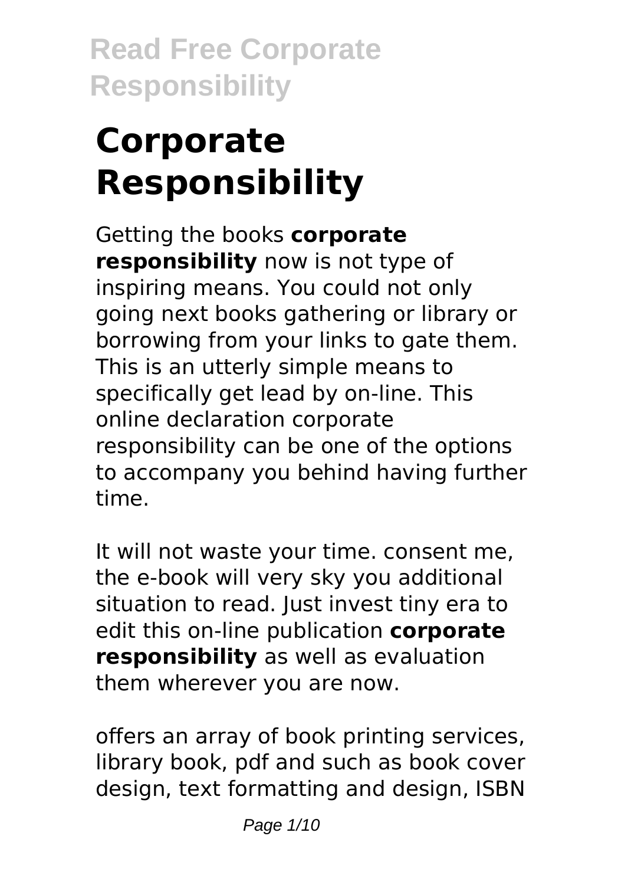# Corporate Responsibility

Getting the books **corporate responsibility** now is not type of inspiring means. You could not only going next books gathering or library or borrowing from your links to gate them. This is an utterly simple means to specifically get lead by on-line. This online declaration corporate responsibility can be one of the options to accompany you behind having further time.

It will not waste your time. consent me, the e-book will very sky you additional situation to read. Just invest tiny era to edit this on-line publication **corporate responsibility** as well as evaluation them wherever you are now.

offers an array of book printing services, library book, pdf and such as book cover design, text formatting and design, ISBN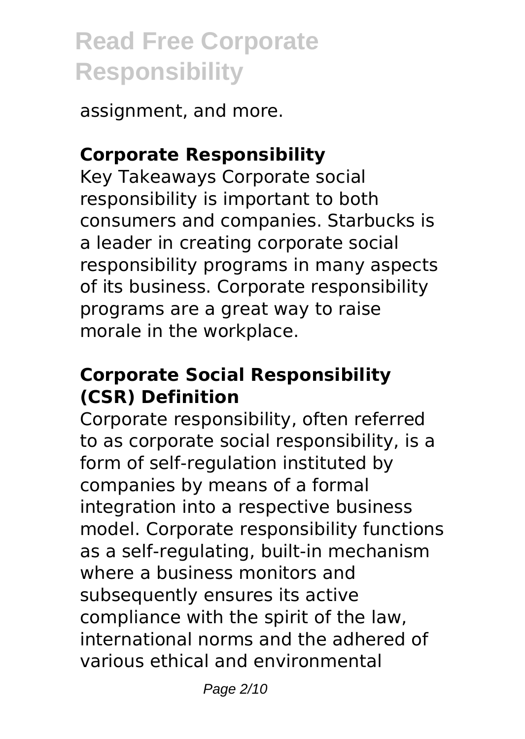assignment, and more.

## Corporate Responsibility

Key Takeaways Corporate social responsibility is important to both consumers and companies. Starbucks is a leader in creating corporate social responsibility programs in many aspects of its business. Corporate responsibility programs are a great way to raise morale in the workplace.

## Corporate Social Responsibility (CSR) Definition

Corporate responsibility, often referred to as corporate social responsibility, is a form of self-regulation instituted by companies by means of a formal integration into a respective business model. Corporate responsibility functions as a self-regulating, built-in mechanism where a business monitors and subsequently ensures its active compliance with the spirit of the law, international norms and the adhered of various ethical and environmental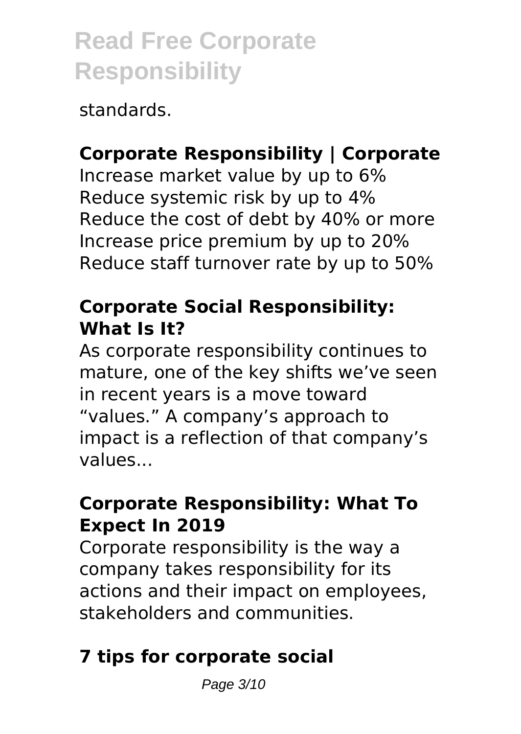standards.

## Corporate Responsibility | Corporate

Increase market value by up to 6%
Reduce systemic risk by up to 4%
Reduce the cost of debt by 40% or more
Increase price premium by up to 20%
Reduce staff turnover rate by up to 50%

### Corporate Social Responsibility: What Is It?

As corporate responsibility continues to mature, one of the key shifts we've seen in recent years is a move toward "values." A company's approach to impact is a reflection of that company's values...

### Corporate Responsibility: What To Expect In 2019

Corporate responsibility is the way a company takes responsibility for its actions and their impact on employees, stakeholders and communities.

## 7 tips for corporate social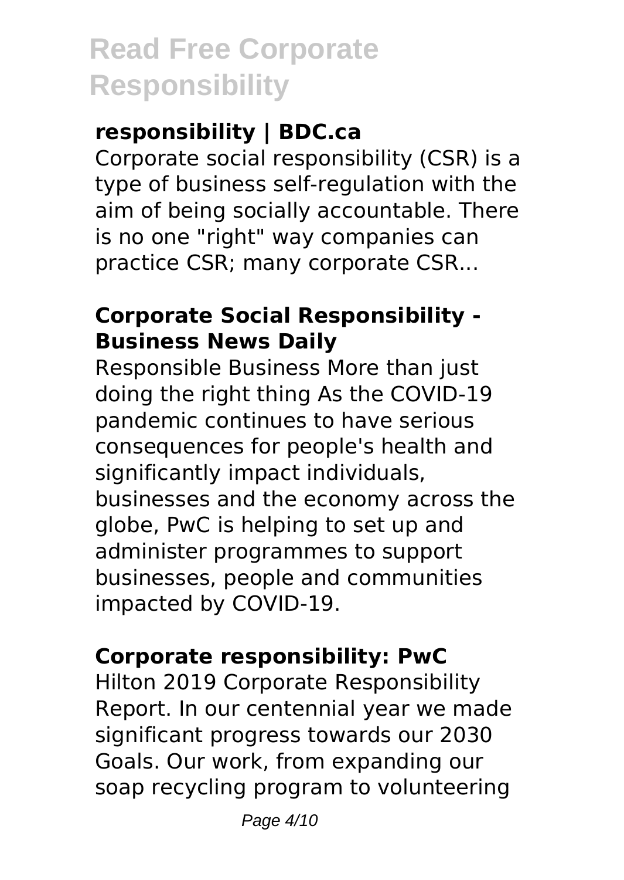### responsibility | BDC.ca

Corporate social responsibility (CSR) is a type of business self-regulation with the aim of being socially accountable. There is no one "right" way companies can practice CSR; many corporate CSR...

### Corporate Social Responsibility - Business News Daily

Responsible Business More than just doing the right thing As the COVID-19 pandemic continues to have serious consequences for people's health and significantly impact individuals, businesses and the economy across the globe, PwC is helping to set up and administer programmes to support businesses, people and communities impacted by COVID-19.

### Corporate responsibility: PwC

Hilton 2019 Corporate Responsibility Report. In our centennial year we made significant progress towards our 2030 Goals. Our work, from expanding our soap recycling program to volunteering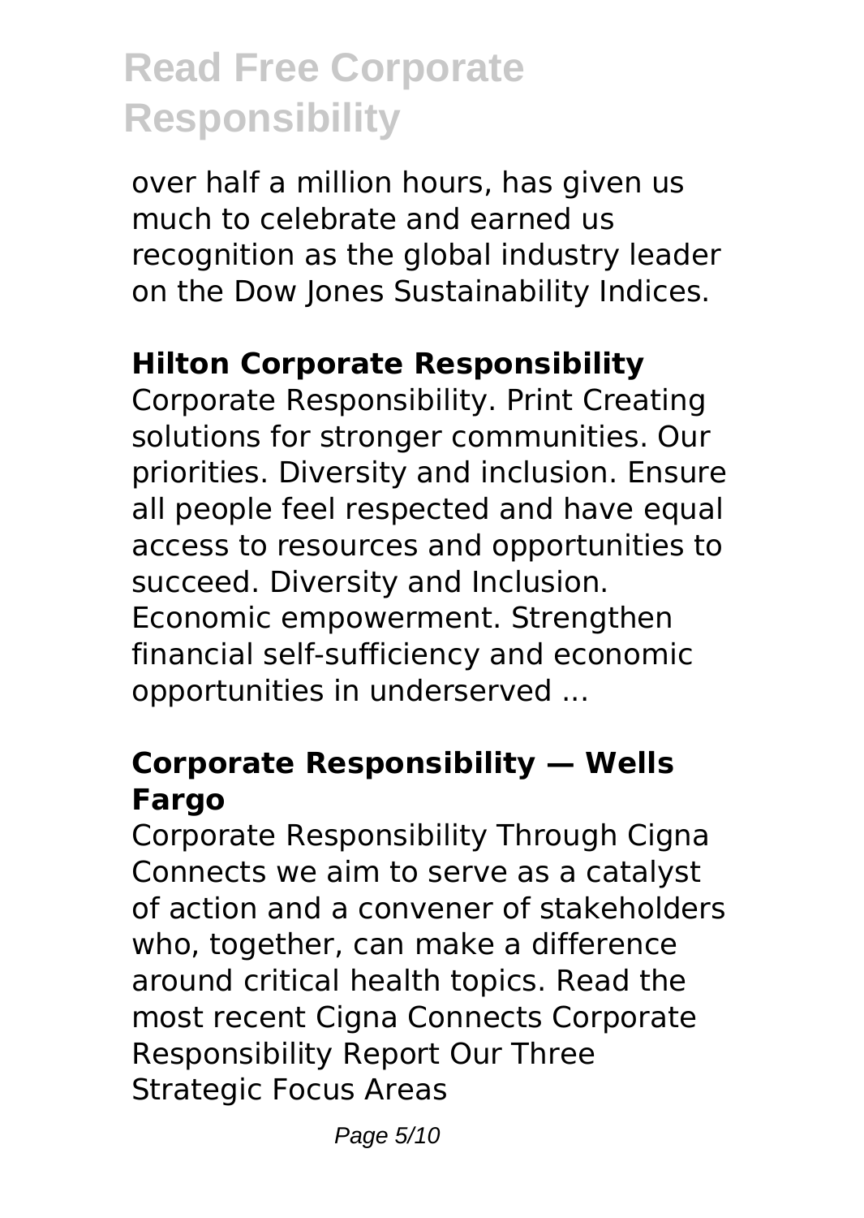over half a million hours, has given us much to celebrate and earned us recognition as the global industry leader on the Dow Jones Sustainability Indices.

## Hilton Corporate Responsibility

Corporate Responsibility. Print Creating solutions for stronger communities. Our priorities. Diversity and inclusion. Ensure all people feel respected and have equal access to resources and opportunities to succeed. Diversity and Inclusion. Economic empowerment. Strengthen financial self-sufficiency and economic opportunities in underserved ...

## Corporate Responsibility — Wells Fargo

Corporate Responsibility Through Cigna Connects we aim to serve as a catalyst of action and a convener of stakeholders who, together, can make a difference around critical health topics. Read the most recent Cigna Connects Corporate Responsibility Report Our Three Strategic Focus Areas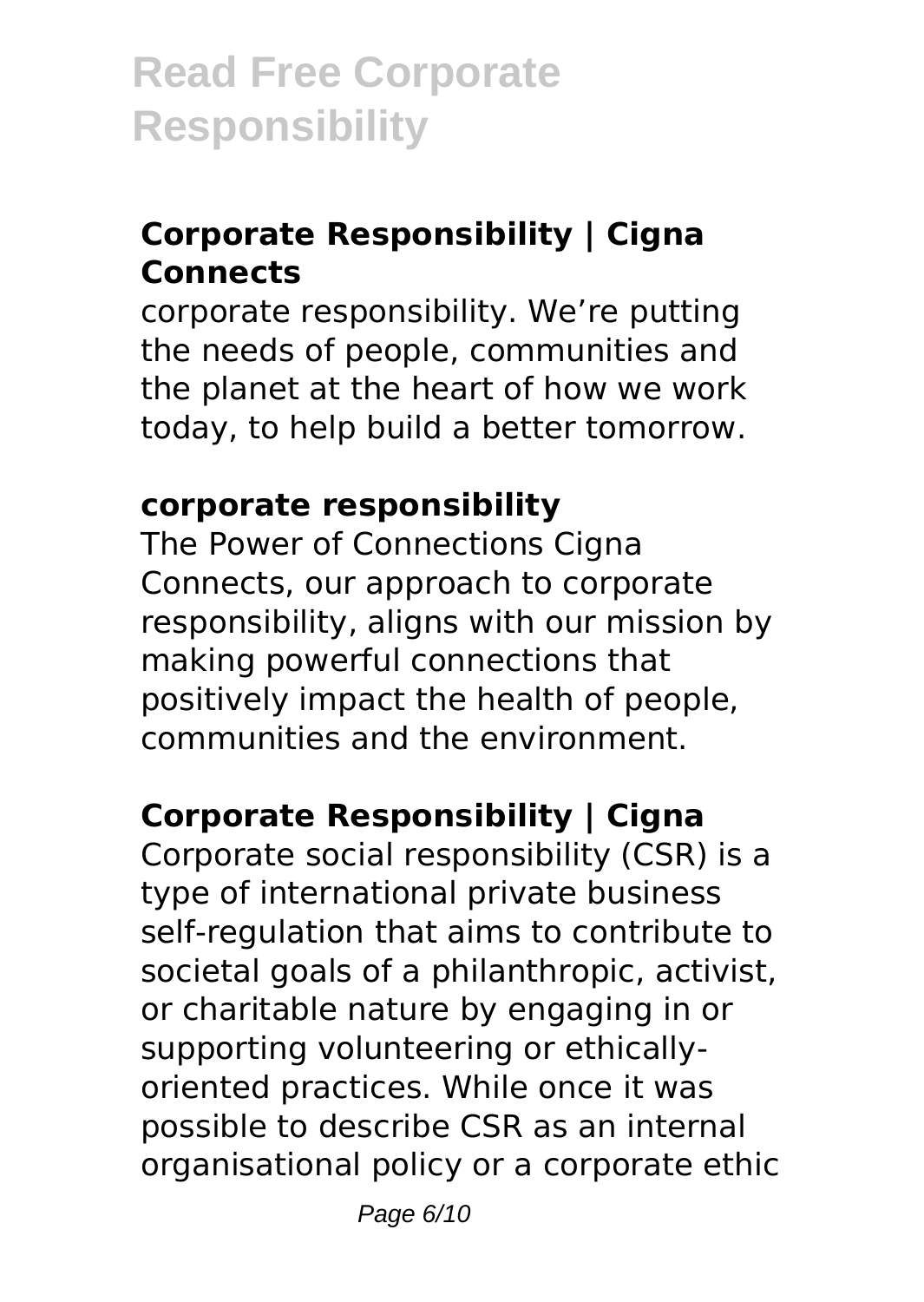## Corporate Responsibility | Cigna Connects

corporate responsibility. We're putting the needs of people, communities and the planet at the heart of how we work today, to help build a better tomorrow.

### corporate responsibility

The Power of Connections Cigna Connects, our approach to corporate responsibility, aligns with our mission by making powerful connections that positively impact the health of people, communities and the environment.

## Corporate Responsibility | Cigna

Corporate social responsibility (CSR) is a type of international private business self-regulation that aims to contribute to societal goals of a philanthropic, activist, or charitable nature by engaging in or supporting volunteering or ethically-oriented practices. While once it was possible to describe CSR as an internal organisational policy or a corporate ethic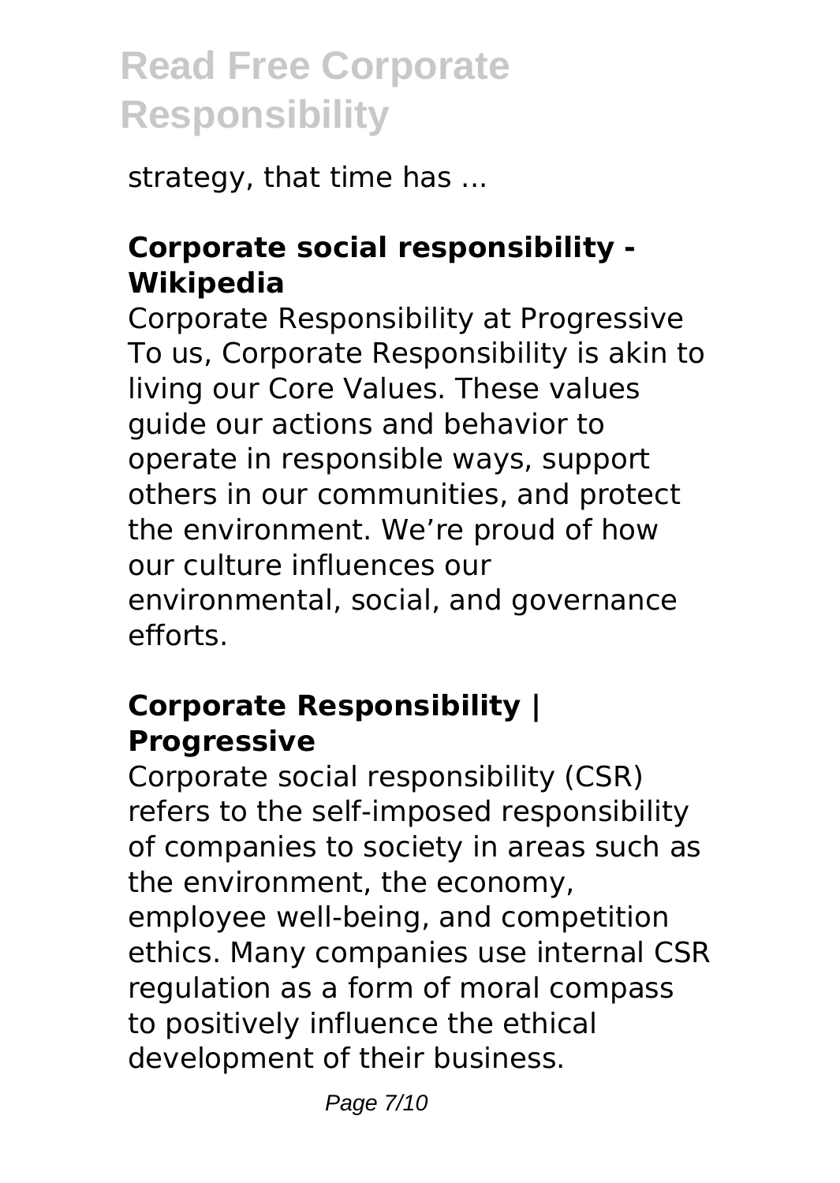strategy, that time has ...

### Corporate social responsibility - Wikipedia

Corporate Responsibility at Progressive To us, Corporate Responsibility is akin to living our Core Values. These values guide our actions and behavior to operate in responsible ways, support others in our communities, and protect the environment. We're proud of how our culture influences our environmental, social, and governance efforts.

### Corporate Responsibility | Progressive

Corporate social responsibility (CSR) refers to the self-imposed responsibility of companies to society in areas such as the environment, the economy, employee well-being, and competition ethics. Many companies use internal CSR regulation as a form of moral compass to positively influence the ethical development of their business.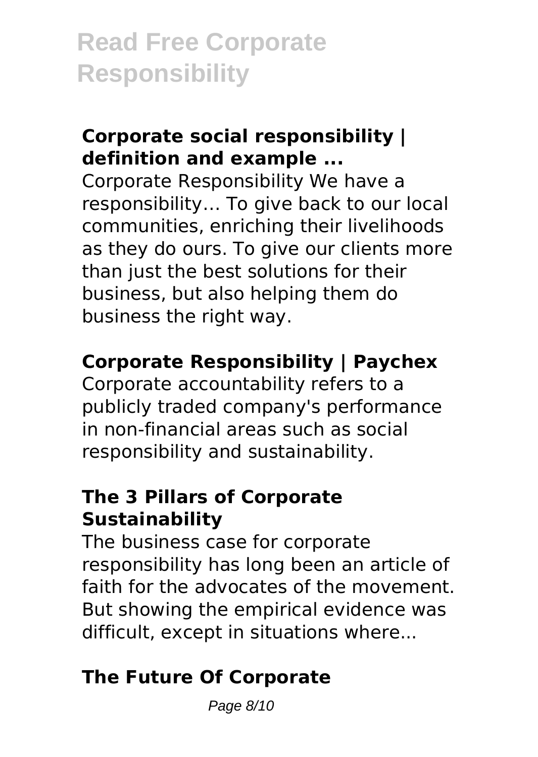### **Corporate social responsibility | definition and example ...**

Corporate Responsibility We have a responsibility… To give back to our local communities, enriching their livelihoods as they do ours. To give our clients more than just the best solutions for their business, but also helping them do business the right way.

### **Corporate Responsibility | Paychex**

Corporate accountability refers to a publicly traded company's performance in non-financial areas such as social responsibility and sustainability.

### **The 3 Pillars of Corporate Sustainability**

The business case for corporate responsibility has long been an article of faith for the advocates of the movement. But showing the empirical evidence was difficult, except in situations where...

### **The Future Of Corporate**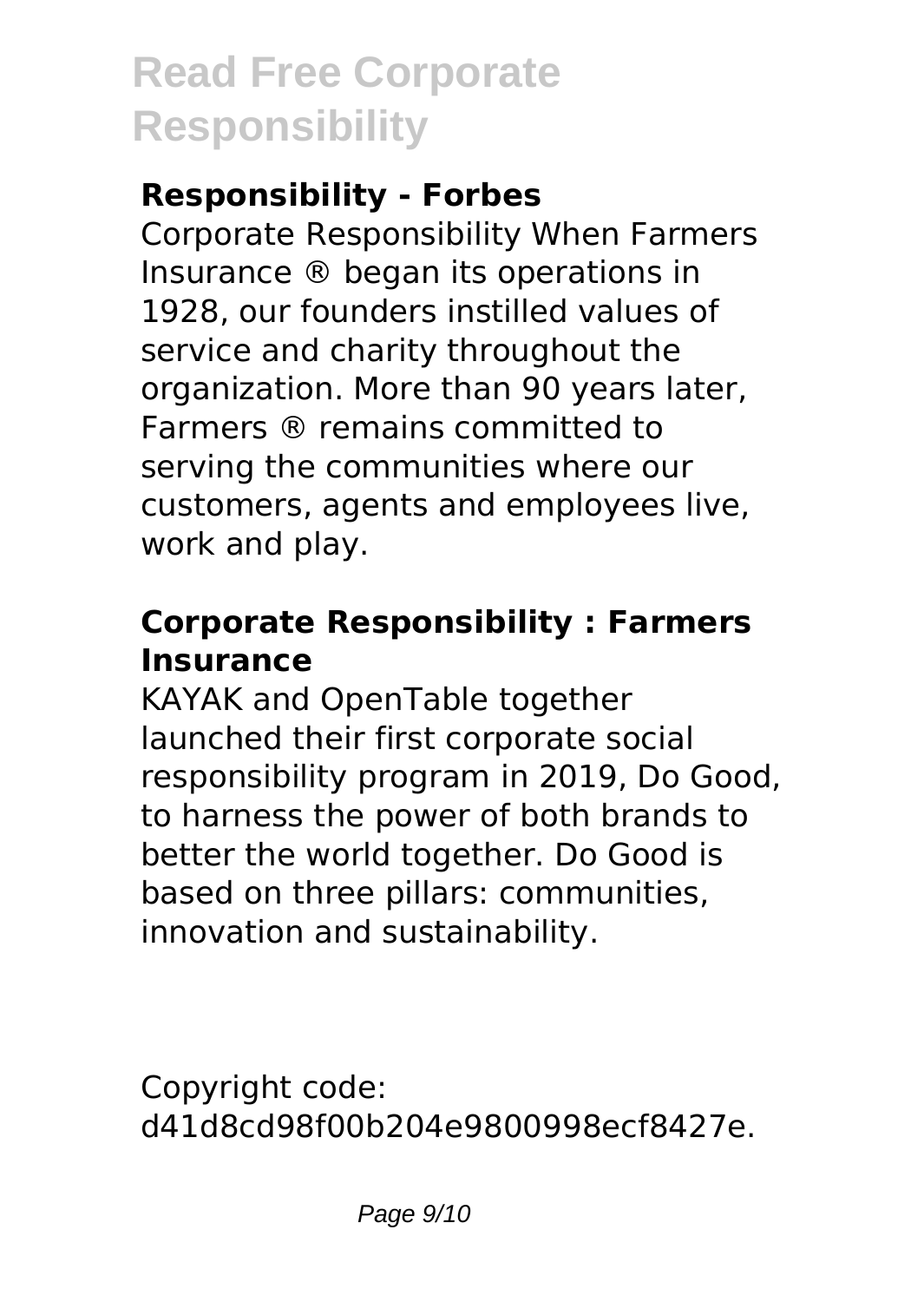**Responsibility - Forbes**

Corporate Responsibility When Farmers Insurance ® began its operations in 1928, our founders instilled values of service and charity throughout the organization. More than 90 years later, Farmers ® remains committed to serving the communities where our customers, agents and employees live, work and play.

**Corporate Responsibility : Farmers Insurance**

KAYAK and OpenTable together launched their first corporate social responsibility program in 2019, Do Good, to harness the power of both brands to better the world together. Do Good is based on three pillars: communities, innovation and sustainability.

Copyright code: d41d8cd98f00b204e9800998ecf8427e.